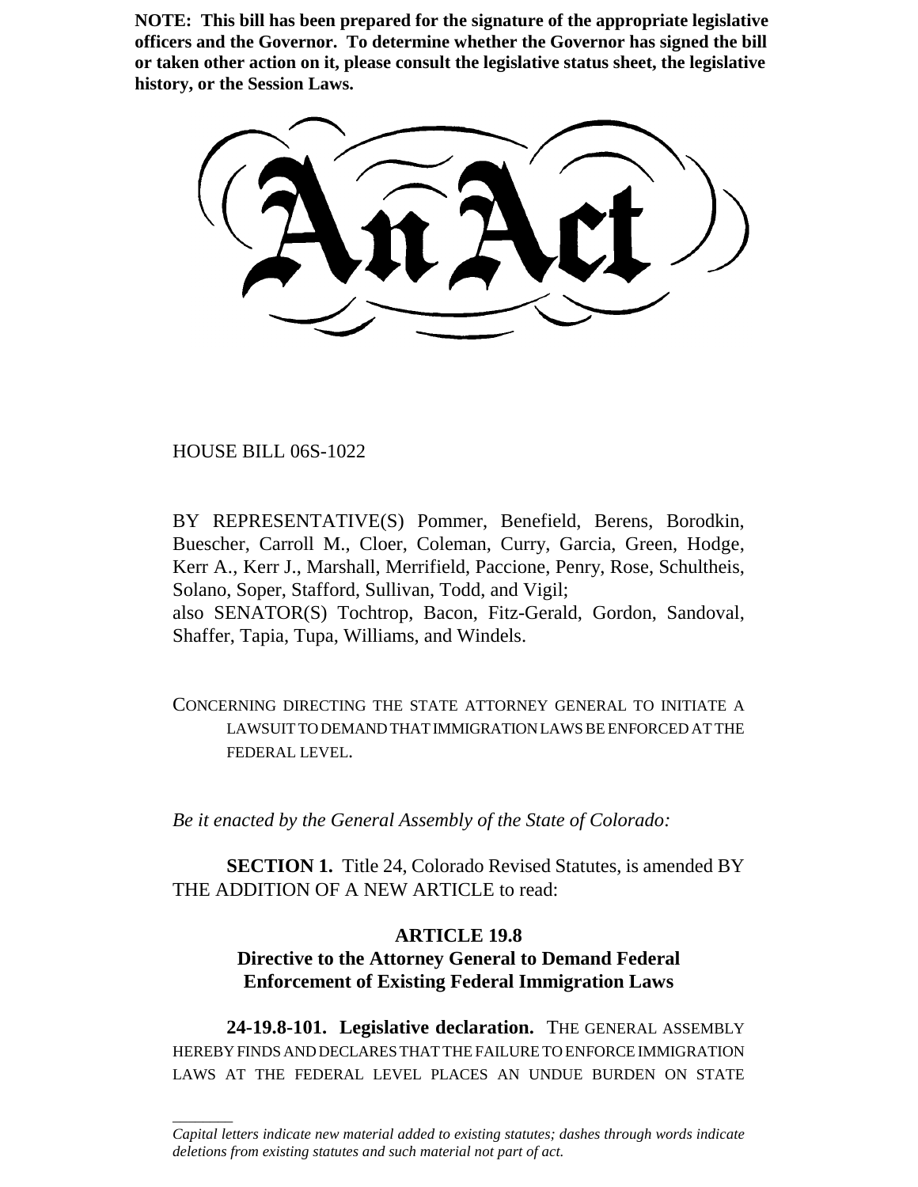**NOTE: This bill has been prepared for the signature of the appropriate legislative officers and the Governor. To determine whether the Governor has signed the bill or taken other action on it, please consult the legislative status sheet, the legislative history, or the Session Laws.**

# An Act

HOUSE BILL 06S-1022

BY REPRESENTATIVE(S) Pommer, Benefield, Berens, Borodkin, Buescher, Carroll M., Cloer, Coleman, Curry, Garcia, Green, Hodge, Kerr A., Kerr J., Marshall, Merrifield, Paccione, Penry, Rose, Schultheis, Solano, Soper, Stafford, Sullivan, Todd, and Vigil;
also SENATOR(S) Tochtrop, Bacon, Fitz-Gerald, Gordon, Sandoval, Shaffer, Tapia, Tupa, Williams, and Windels.

CONCERNING DIRECTING THE STATE ATTORNEY GENERAL TO INITIATE A LAWSUIT TO DEMAND THAT IMMIGRATION LAWS BE ENFORCED AT THE FEDERAL LEVEL.

*Be it enacted by the General Assembly of the State of Colorado:*

**SECTION 1.** Title 24, Colorado Revised Statutes, is amended BY THE ADDITION OF A NEW ARTICLE to read:

### ARTICLE 19.8
### Directive to the Attorney General to Demand Federal Enforcement of Existing Federal Immigration Laws

**24-19.8-101. Legislative declaration.** THE GENERAL ASSEMBLY HEREBY FINDS AND DECLARES THAT THE FAILURE TO ENFORCE IMMIGRATION LAWS AT THE FEDERAL LEVEL PLACES AN UNDUE BURDEN ON STATE

*Capital letters indicate new material added to existing statutes; dashes through words indicate deletions from existing statutes and such material not part of act.*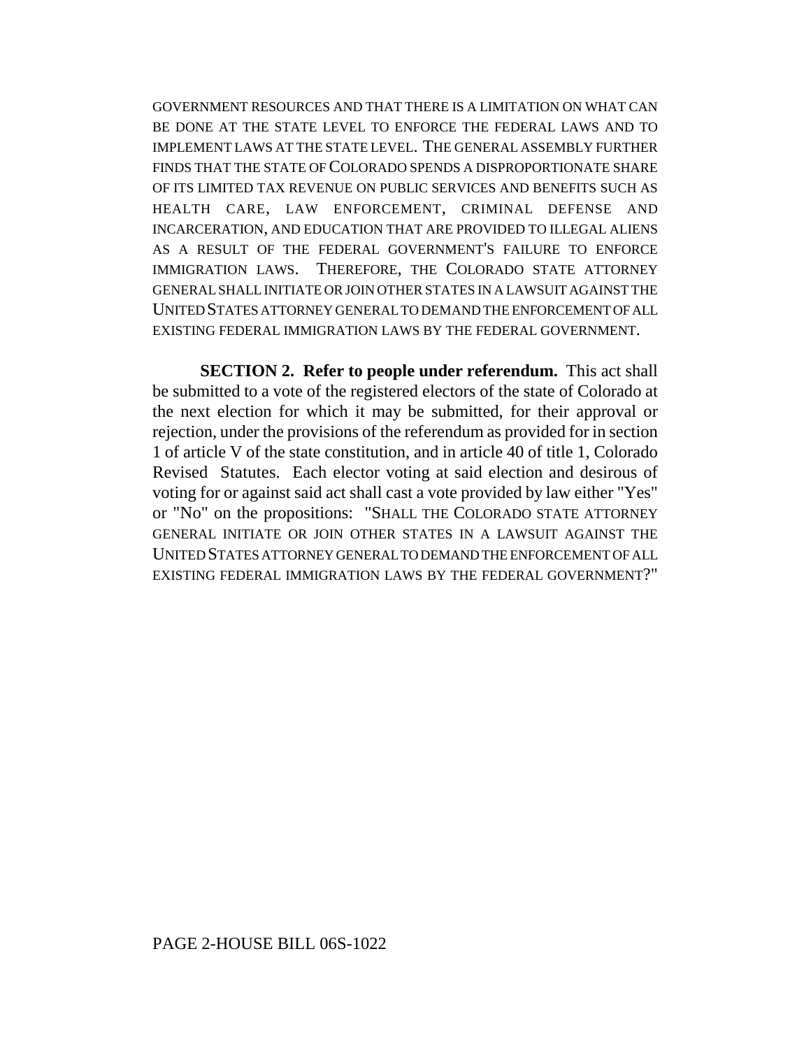GOVERNMENT RESOURCES AND THAT THERE IS A LIMITATION ON WHAT CAN BE DONE AT THE STATE LEVEL TO ENFORCE THE FEDERAL LAWS AND TO IMPLEMENT LAWS AT THE STATE LEVEL. THE GENERAL ASSEMBLY FURTHER FINDS THAT THE STATE OF COLORADO SPENDS A DISPROPORTIONATE SHARE OF ITS LIMITED TAX REVENUE ON PUBLIC SERVICES AND BENEFITS SUCH AS HEALTH CARE, LAW ENFORCEMENT, CRIMINAL DEFENSE AND INCARCERATION, AND EDUCATION THAT ARE PROVIDED TO ILLEGAL ALIENS AS A RESULT OF THE FEDERAL GOVERNMENT'S FAILURE TO ENFORCE IMMIGRATION LAWS. THEREFORE, THE COLORADO STATE ATTORNEY GENERAL SHALL INITIATE OR JOIN OTHER STATES IN A LAWSUIT AGAINST THE UNITED STATES ATTORNEY GENERAL TO DEMAND THE ENFORCEMENT OF ALL EXISTING FEDERAL IMMIGRATION LAWS BY THE FEDERAL GOVERNMENT.

**SECTION 2. Refer to people under referendum.** This act shall be submitted to a vote of the registered electors of the state of Colorado at the next election for which it may be submitted, for their approval or rejection, under the provisions of the referendum as provided for in section 1 of article V of the state constitution, and in article 40 of title 1, Colorado Revised Statutes. Each elector voting at said election and desirous of voting for or against said act shall cast a vote provided by law either "Yes" or "No" on the propositions: "SHALL THE COLORADO STATE ATTORNEY GENERAL INITIATE OR JOIN OTHER STATES IN A LAWSUIT AGAINST THE UNITED STATES ATTORNEY GENERAL TO DEMAND THE ENFORCEMENT OF ALL EXISTING FEDERAL IMMIGRATION LAWS BY THE FEDERAL GOVERNMENT?"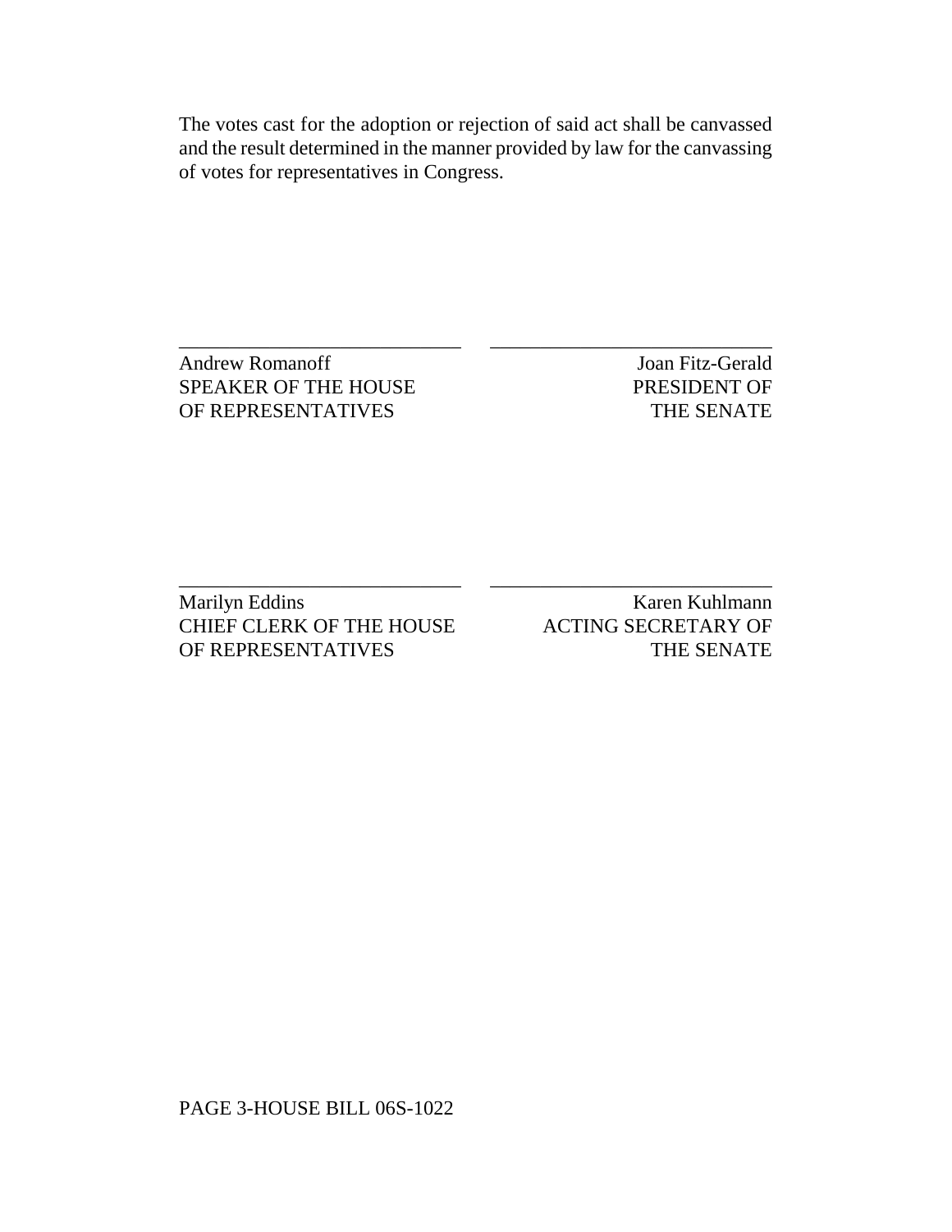The votes cast for the adoption or rejection of said act shall be canvassed and the result determined in the manner provided by law for the canvassing of votes for representatives in Congress.

| | |
|---|---|
| \_\_\_\_\_\_\_\_\_\_\_\_\_\_\_\_\_\_\_\_\_\_\_\_\_\_\_\_ | \_\_\_\_\_\_\_\_\_\_\_\_\_\_\_\_\_\_\_\_\_\_\_\_\_\_\_\_ |
| Andrew Romanoff | Joan Fitz-Gerald |
| SPEAKER OF THE HOUSE OF REPRESENTATIVES | PRESIDENT OF THE SENATE |

| | |
|---|---|
| \_\_\_\_\_\_\_\_\_\_\_\_\_\_\_\_\_\_\_\_\_\_\_\_\_\_\_\_ | \_\_\_\_\_\_\_\_\_\_\_\_\_\_\_\_\_\_\_\_\_\_\_\_\_\_\_\_ |
| Marilyn Eddins | Karen Kuhlmann |
| CHIEF CLERK OF THE HOUSE OF REPRESENTATIVES | ACTING SECRETARY OF THE SENATE |